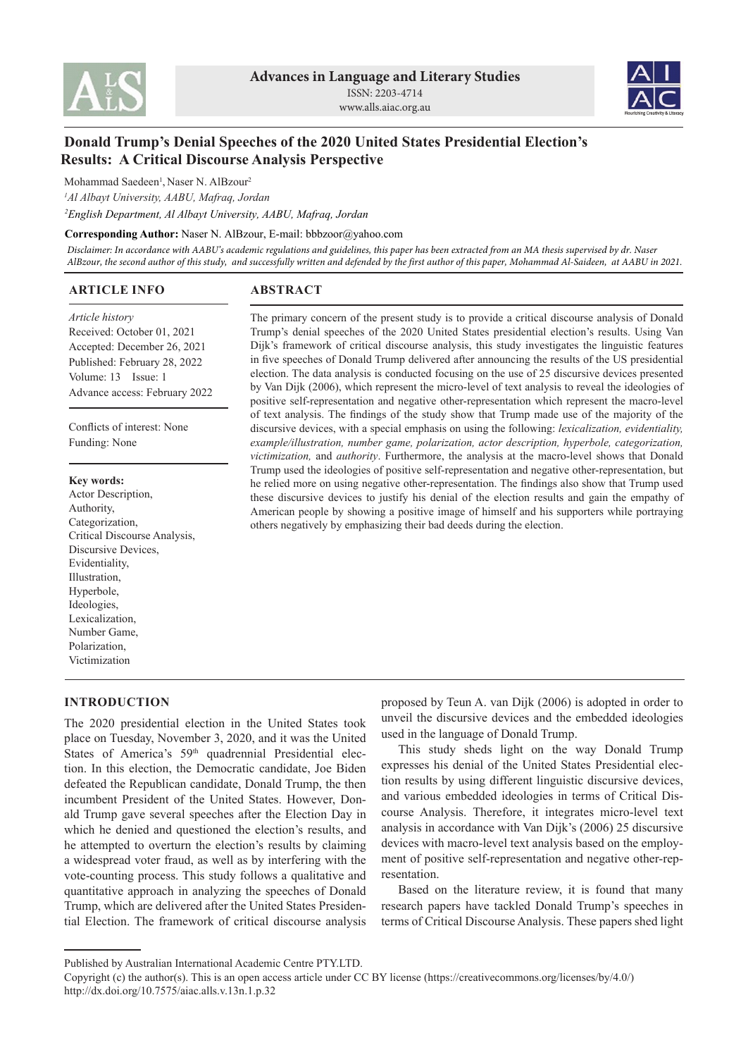# Donald Trump's Denial Speeches of the 2020 United States Presidential Election's Results: A Critical Discourse Analysis Perspective

Mohammad Saedeen[1], Naser N. AlBzour[2]

[1]*Al Albayt University, AABU, Mafraq, Jordan*

[2]*English Department, Al Albayt University, AABU, Mafraq, Jordan*

**Corresponding Author:** Naser N. AlBzour, E-mail: bbbzoor@yahoo.com

*Disclaimer: In accordance with AABU's academic regulations and guidelines, this paper has been extracted from an MA thesis supervised by dr. Naser AlBzour, the second author of this study, and successfully written and defended by the first author of this paper, Mohammad Al-Saideen, at AABU in 2021.*

## ARTICLE INFO

*Article history*

Received: October 01, 2021

Accepted: December 26, 2021

Published: February 28, 2022

Volume: 13 Issue: 1

Advance access: February 2022

Conflicts of interest: None

Funding: None

**Key words:**

Actor Description,
Authority,
Categorization,
Critical Discourse Analysis,
Discursive Devices,
Evidentiality,
Illustration,
Hyperbole,
Ideologies,
Lexicalization,
Number Game,
Polarization,
Victimization

## ABSTRACT

The primary concern of the present study is to provide a critical discourse analysis of Donald Trump's denial speeches of the 2020 United States presidential election's results. Using Van Dijk's framework of critical discourse analysis, this study investigates the linguistic features in five speeches of Donald Trump delivered after announcing the results of the US presidential election. The data analysis is conducted focusing on the use of 25 discursive devices presented by Van Dijk (2006), which represent the micro-level of text analysis to reveal the ideologies of positive self-representation and negative other-representation which represent the macro-level of text analysis. The findings of the study show that Trump made use of the majority of the discursive devices, with a special emphasis on using the following: *lexicalization, evidentiality, example/illustration, number game, polarization, actor description, hyperbole, categorization, victimization,* and *authority*. Furthermore, the analysis at the macro-level shows that Donald Trump used the ideologies of positive self-representation and negative other-representation, but he relied more on using negative other-representation. The findings also show that Trump used these discursive devices to justify his denial of the election results and gain the empathy of American people by showing a positive image of himself and his supporters while portraying others negatively by emphasizing their bad deeds during the election.

## INTRODUCTION

The 2020 presidential election in the United States took place on Tuesday, November 3, 2020, and it was the United States of America's 59th quadrennial Presidential election. In this election, the Democratic candidate, Joe Biden defeated the Republican candidate, Donald Trump, the then incumbent President of the United States. However, Donald Trump gave several speeches after the Election Day in which he denied and questioned the election's results, and he attempted to overturn the election's results by claiming a widespread voter fraud, as well as by interfering with the vote-counting process. This study follows a qualitative and quantitative approach in analyzing the speeches of Donald Trump, which are delivered after the United States Presidential Election. The framework of critical discourse analysis proposed by Teun A. van Dijk (2006) is adopted in order to unveil the discursive devices and the embedded ideologies used in the language of Donald Trump.

This study sheds light on the way Donald Trump expresses his denial of the United States Presidential election results by using different linguistic discursive devices, and various embedded ideologies in terms of Critical Discourse Analysis. Therefore, it integrates micro-level text analysis in accordance with Van Dijk's (2006) 25 discursive devices with macro-level text analysis based on the employment of positive self-representation and negative other-representation.

Based on the literature review, it is found that many research papers have tackled Donald Trump's speeches in terms of Critical Discourse Analysis. These papers shed light

---

Published by Australian International Academic Centre PTY.LTD.

Copyright (c) the author(s). This is an open access article under CC BY license (https://creativecommons.org/licenses/by/4.0/)
http://dx.doi.org/10.7575/aiac.alls.v.13n.1.p.32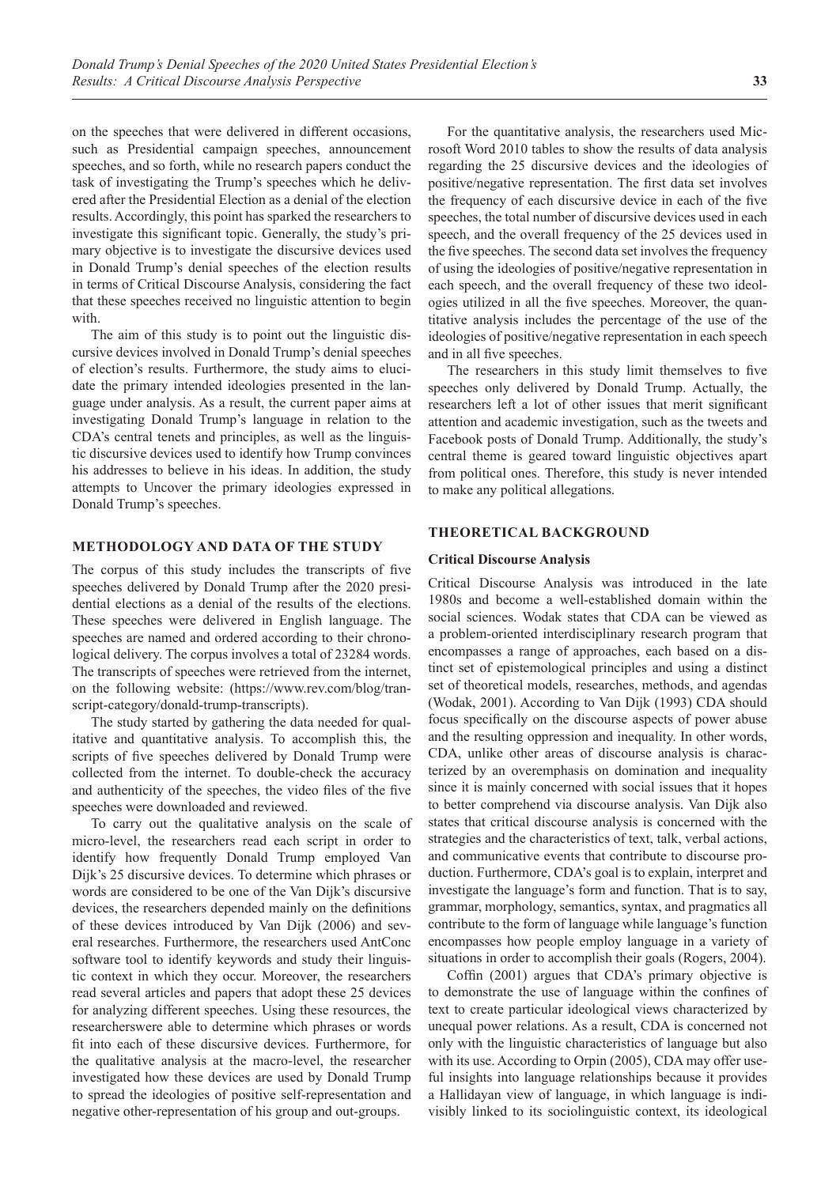on the speeches that were delivered in different occasions, such as Presidential campaign speeches, announcement speeches, and so forth, while no research papers conduct the task of investigating the Trump's speeches which he delivered after the Presidential Election as a denial of the election results. Accordingly, this point has sparked the researchers to investigate this significant topic. Generally, the study's primary objective is to investigate the discursive devices used in Donald Trump's denial speeches of the election results in terms of Critical Discourse Analysis, considering the fact that these speeches received no linguistic attention to begin with.

The aim of this study is to point out the linguistic discursive devices involved in Donald Trump's denial speeches of election's results. Furthermore, the study aims to elucidate the primary intended ideologies presented in the language under analysis. As a result, the current paper aims at investigating Donald Trump's language in relation to the CDA's central tenets and principles, as well as the linguistic discursive devices used to identify how Trump convinces his addresses to believe in his ideas. In addition, the study attempts to Uncover the primary ideologies expressed in Donald Trump's speeches.

## METHODOLOGY AND DATA OF THE STUDY

The corpus of this study includes the transcripts of five speeches delivered by Donald Trump after the 2020 presidential elections as a denial of the results of the elections. These speeches were delivered in English language. The speeches are named and ordered according to their chronological delivery. The corpus involves a total of 23284 words. The transcripts of speeches were retrieved from the internet, on the following website: (https://www.rev.com/blog/transcript-category/donald-trump-transcripts).

The study started by gathering the data needed for qualitative and quantitative analysis. To accomplish this, the scripts of five speeches delivered by Donald Trump were collected from the internet. To double-check the accuracy and authenticity of the speeches, the video files of the five speeches were downloaded and reviewed.

To carry out the qualitative analysis on the scale of micro-level, the researchers read each script in order to identify how frequently Donald Trump employed Van Dijk's 25 discursive devices. To determine which phrases or words are considered to be one of the Van Dijk's discursive devices, the researchers depended mainly on the definitions of these devices introduced by Van Dijk (2006) and several researches. Furthermore, the researchers used AntConc software tool to identify keywords and study their linguistic context in which they occur. Moreover, the researchers read several articles and papers that adopt these 25 devices for analyzing different speeches. Using these resources, the researcherswere able to determine which phrases or words fit into each of these discursive devices. Furthermore, for the qualitative analysis at the macro-level, the researcher investigated how these devices are used by Donald Trump to spread the ideologies of positive self-representation and negative other-representation of his group and out-groups.

For the quantitative analysis, the researchers used Microsoft Word 2010 tables to show the results of data analysis regarding the 25 discursive devices and the ideologies of positive/negative representation. The first data set involves the frequency of each discursive device in each of the five speeches, the total number of discursive devices used in each speech, and the overall frequency of the 25 devices used in the five speeches. The second data set involves the frequency of using the ideologies of positive/negative representation in each speech, and the overall frequency of these two ideologies utilized in all the five speeches. Moreover, the quantitative analysis includes the percentage of the use of the ideologies of positive/negative representation in each speech and in all five speeches.

The researchers in this study limit themselves to five speeches only delivered by Donald Trump. Actually, the researchers left a lot of other issues that merit significant attention and academic investigation, such as the tweets and Facebook posts of Donald Trump. Additionally, the study's central theme is geared toward linguistic objectives apart from political ones. Therefore, this study is never intended to make any political allegations.

## THEORETICAL BACKGROUND

### Critical Discourse Analysis

Critical Discourse Analysis was introduced in the late 1980s and become a well-established domain within the social sciences. Wodak states that CDA can be viewed as a problem-oriented interdisciplinary research program that encompasses a range of approaches, each based on a distinct set of epistemological principles and using a distinct set of theoretical models, researches, methods, and agendas (Wodak, 2001). According to Van Dijk (1993) CDA should focus specifically on the discourse aspects of power abuse and the resulting oppression and inequality. In other words, CDA, unlike other areas of discourse analysis is characterized by an overemphasis on domination and inequality since it is mainly concerned with social issues that it hopes to better comprehend via discourse analysis. Van Dijk also states that critical discourse analysis is concerned with the strategies and the characteristics of text, talk, verbal actions, and communicative events that contribute to discourse production. Furthermore, CDA's goal is to explain, interpret and investigate the language's form and function. That is to say, grammar, morphology, semantics, syntax, and pragmatics all contribute to the form of language while language's function encompasses how people employ language in a variety of situations in order to accomplish their goals (Rogers, 2004).

Coffin (2001) argues that CDA's primary objective is to demonstrate the use of language within the confines of text to create particular ideological views characterized by unequal power relations. As a result, CDA is concerned not only with the linguistic characteristics of language but also with its use. According to Orpin (2005), CDA may offer useful insights into language relationships because it provides a Hallidayan view of language, in which language is indivisibly linked to its sociolinguistic context, its ideological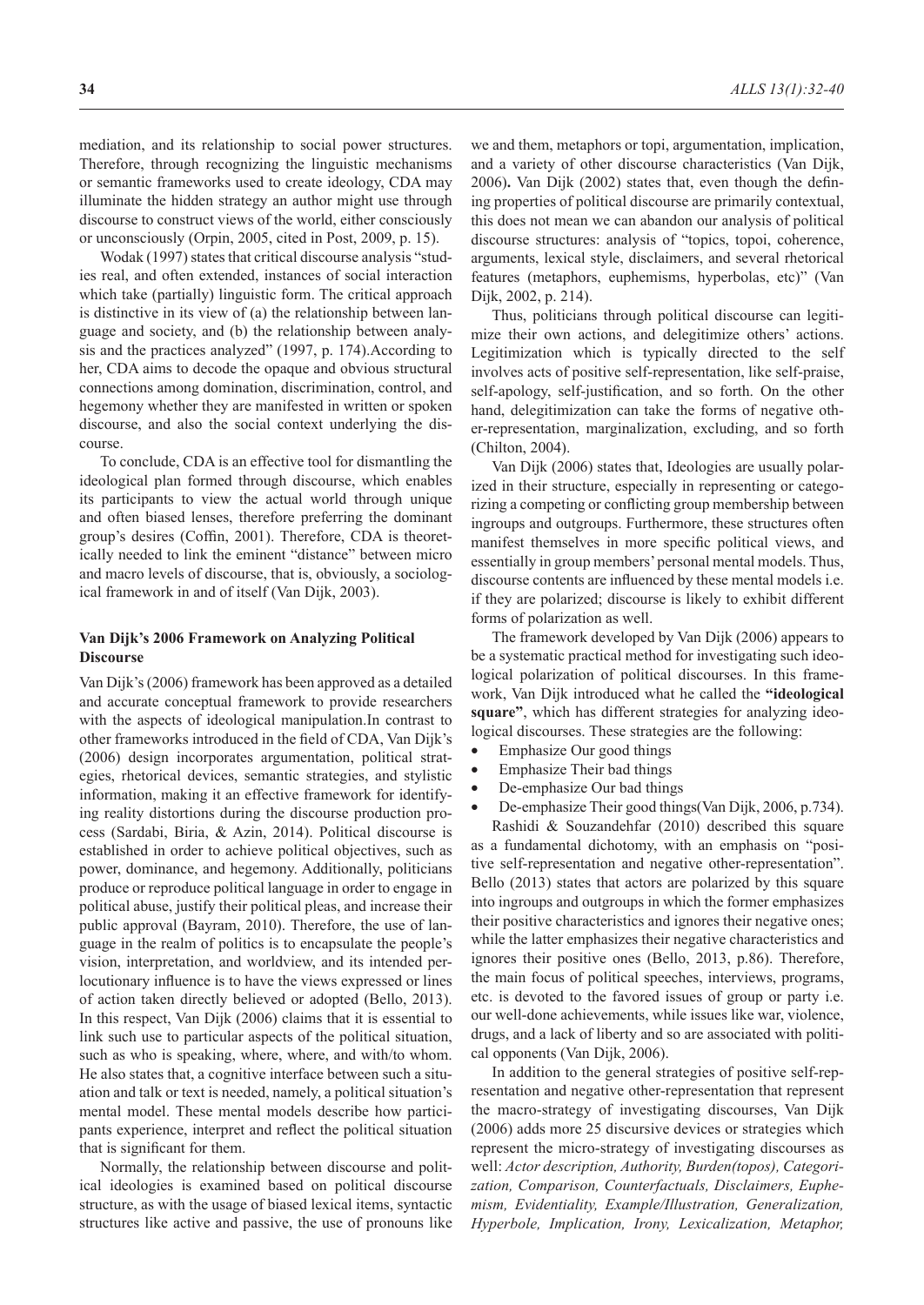mediation, and its relationship to social power structures. Therefore, through recognizing the linguistic mechanisms or semantic frameworks used to create ideology, CDA may illuminate the hidden strategy an author might use through discourse to construct views of the world, either consciously or unconsciously (Orpin, 2005, cited in Post, 2009, p. 15).

Wodak (1997) states that critical discourse analysis "studies real, and often extended, instances of social interaction which take (partially) linguistic form. The critical approach is distinctive in its view of (a) the relationship between language and society, and (b) the relationship between analysis and the practices analyzed" (1997, p. 174).According to her, CDA aims to decode the opaque and obvious structural connections among domination, discrimination, control, and hegemony whether they are manifested in written or spoken discourse, and also the social context underlying the discourse.

To conclude, CDA is an effective tool for dismantling the ideological plan formed through discourse, which enables its participants to view the actual world through unique and often biased lenses, therefore preferring the dominant group's desires (Coffin, 2001). Therefore, CDA is theoretically needed to link the eminent "distance" between micro and macro levels of discourse, that is, obviously, a sociological framework in and of itself (Van Dijk, 2003).

### Van Dijk's 2006 Framework on Analyzing Political Discourse

Van Dijk's (2006) framework has been approved as a detailed and accurate conceptual framework to provide researchers with the aspects of ideological manipulation.In contrast to other frameworks introduced in the field of CDA, Van Dijk's (2006) design incorporates argumentation, political strategies, rhetorical devices, semantic strategies, and stylistic information, making it an effective framework for identifying reality distortions during the discourse production process (Sardabi, Biria, & Azin, 2014). Political discourse is established in order to achieve political objectives, such as power, dominance, and hegemony. Additionally, politicians produce or reproduce political language in order to engage in political abuse, justify their political pleas, and increase their public approval (Bayram, 2010). Therefore, the use of language in the realm of politics is to encapsulate the people's vision, interpretation, and worldview, and its intended perlocutionary influence is to have the views expressed or lines of action taken directly believed or adopted (Bello, 2013). In this respect, Van Dijk (2006) claims that it is essential to link such use to particular aspects of the political situation, such as who is speaking, where, where, and with/to whom. He also states that, a cognitive interface between such a situation and talk or text is needed, namely, a political situation's mental model. These mental models describe how participants experience, interpret and reflect the political situation that is significant for them.

Normally, the relationship between discourse and political ideologies is examined based on political discourse structure, as with the usage of biased lexical items, syntactic structures like active and passive, the use of pronouns like we and them, metaphors or topi, argumentation, implication, and a variety of other discourse characteristics (Van Dijk, 2006)**.** Van Dijk (2002) states that, even though the defining properties of political discourse are primarily contextual, this does not mean we can abandon our analysis of political discourse structures: analysis of "topics, topoi, coherence, arguments, lexical style, disclaimers, and several rhetorical features (metaphors, euphemisms, hyperbolas, etc)" (Van Dijk, 2002, p. 214).

Thus, politicians through political discourse can legitimize their own actions, and delegitimize others' actions. Legitimization which is typically directed to the self involves acts of positive self-representation, like self-praise, self-apology, self-justification, and so forth. On the other hand, delegitimization can take the forms of negative other-representation, marginalization, excluding, and so forth (Chilton, 2004).

Van Dijk (2006) states that, Ideologies are usually polarized in their structure, especially in representing or categorizing a competing or conflicting group membership between ingroups and outgroups. Furthermore, these structures often manifest themselves in more specific political views, and essentially in group members' personal mental models. Thus, discourse contents are influenced by these mental models i.e. if they are polarized; discourse is likely to exhibit different forms of polarization as well.

The framework developed by Van Dijk (2006) appears to be a systematic practical method for investigating such ideological polarization of political discourses. In this framework, Van Dijk introduced what he called the **"ideological square"**, which has different strategies for analyzing ideological discourses. These strategies are the following:

- Emphasize Our good things
- Emphasize Their bad things
- De-emphasize Our bad things
- De-emphasize Their good things(Van Dijk, 2006, p.734).

Rashidi & Souzandehfar (2010) described this square as a fundamental dichotomy, with an emphasis on "positive self-representation and negative other-representation". Bello (2013) states that actors are polarized by this square into ingroups and outgroups in which the former emphasizes their positive characteristics and ignores their negative ones; while the latter emphasizes their negative characteristics and ignores their positive ones (Bello, 2013, p.86). Therefore, the main focus of political speeches, interviews, programs, etc. is devoted to the favored issues of group or party i.e. our well-done achievements, while issues like war, violence, drugs, and a lack of liberty and so are associated with political opponents (Van Dijk, 2006).

In addition to the general strategies of positive self-representation and negative other-representation that represent the macro-strategy of investigating discourses, Van Dijk (2006) adds more 25 discursive devices or strategies which represent the micro-strategy of investigating discourses as well: *Actor description, Authority, Burden(topos), Categorization, Comparison, Counterfactuals, Disclaimers, Euphemism, Evidentiality, Example/Illustration, Generalization, Hyperbole, Implication, Irony, Lexicalization, Metaphor,*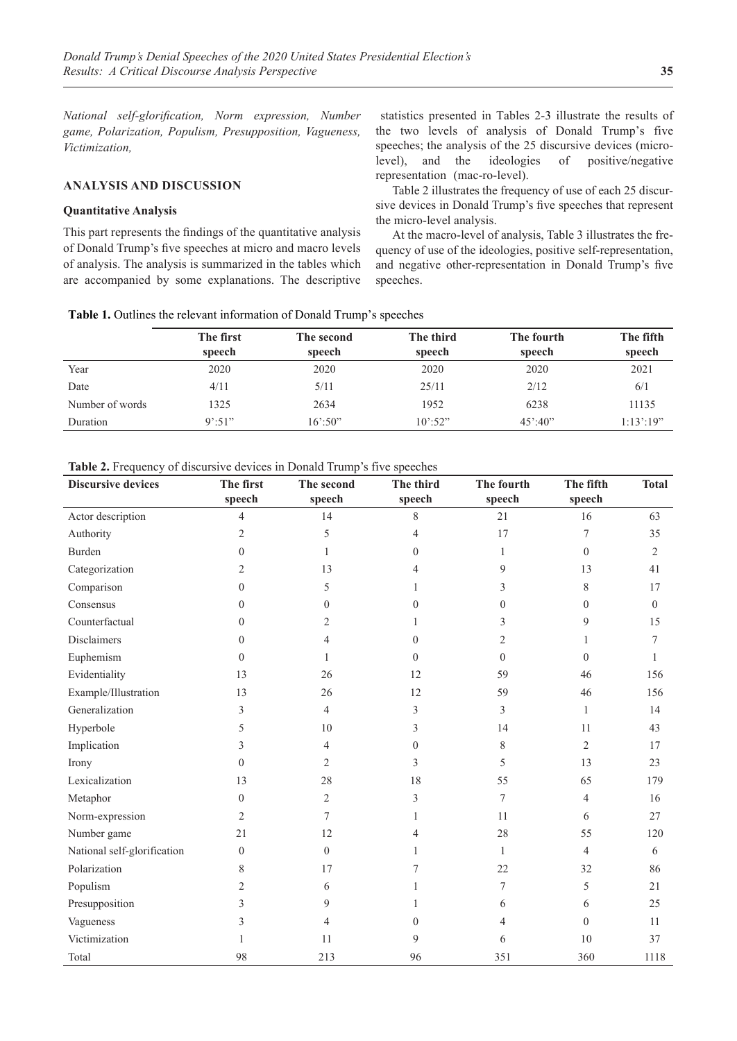*National self-glorification, Norm expression, Number game, Polarization, Populism, Presupposition, Vagueness, Victimization,*

## ANALYSIS AND DISCUSSION

### Quantitative Analysis

This part represents the findings of the quantitative analysis of Donald Trump's five speeches at micro and macro levels of analysis. The analysis is summarized in the tables which are accompanied by some explanations. The descriptive statistics presented in Tables 2-3 illustrate the results of the two levels of analysis of Donald Trump's five speeches; the analysis of the 25 discursive devices (micro-level), and the ideologies of positive/negative representation (mac-ro-level).

Table 2 illustrates the frequency of use of each 25 discursive devices in Donald Trump's five speeches that represent the micro-level analysis.

At the macro-level of analysis, Table 3 illustrates the frequency of use of the ideologies, positive self-representation, and negative other-representation in Donald Trump's five speeches.

**Table 1.** Outlines the relevant information of Donald Trump's speeches

| | The first speech | The second speech | The third speech | The fourth speech | The fifth speech |
|---|---|---|---|---|---|
| Year | 2020 | 2020 | 2020 | 2020 | 2021 |
| Date | 4/11 | 5/11 | 25/11 | 2/12 | 6/1 |
| Number of words | 1325 | 2634 | 1952 | 6238 | 11135 |
| Duration | 9':51" | 16':50" | 10':52" | 45':40" | 1:13':19" |

**Table 2.** Frequency of discursive devices in Donald Trump's five speeches

| Discursive devices | The first speech | The second speech | The third speech | The fourth speech | The fifth speech | Total |
|---|---|---|---|---|---|---|
| Actor description | 4 | 14 | 8 | 21 | 16 | 63 |
| Authority | 2 | 5 | 4 | 17 | 7 | 35 |
| Burden | 0 | 1 | 0 | 1 | 0 | 2 |
| Categorization | 2 | 13 | 4 | 9 | 13 | 41 |
| Comparison | 0 | 5 | 1 | 3 | 8 | 17 |
| Consensus | 0 | 0 | 0 | 0 | 0 | 0 |
| Counterfactual | 0 | 2 | 1 | 3 | 9 | 15 |
| Disclaimers | 0 | 4 | 0 | 2 | 1 | 7 |
| Euphemism | 0 | 1 | 0 | 0 | 0 | 1 |
| Evidentiality | 13 | 26 | 12 | 59 | 46 | 156 |
| Example/Illustration | 13 | 26 | 12 | 59 | 46 | 156 |
| Generalization | 3 | 4 | 3 | 3 | 1 | 14 |
| Hyperbole | 5 | 10 | 3 | 14 | 11 | 43 |
| Implication | 3 | 4 | 0 | 8 | 2 | 17 |
| Irony | 0 | 2 | 3 | 5 | 13 | 23 |
| Lexicalization | 13 | 28 | 18 | 55 | 65 | 179 |
| Metaphor | 0 | 2 | 3 | 7 | 4 | 16 |
| Norm-expression | 2 | 7 | 1 | 11 | 6 | 27 |
| Number game | 21 | 12 | 4 | 28 | 55 | 120 |
| National self-glorification | 0 | 0 | 1 | 1 | 4 | 6 |
| Polarization | 8 | 17 | 7 | 22 | 32 | 86 |
| Populism | 2 | 6 | 1 | 7 | 5 | 21 |
| Presupposition | 3 | 9 | 1 | 6 | 6 | 25 |
| Vagueness | 3 | 4 | 0 | 4 | 0 | 11 |
| Victimization | 1 | 11 | 9 | 6 | 10 | 37 |
| Total | 98 | 213 | 96 | 351 | 360 | 1118 |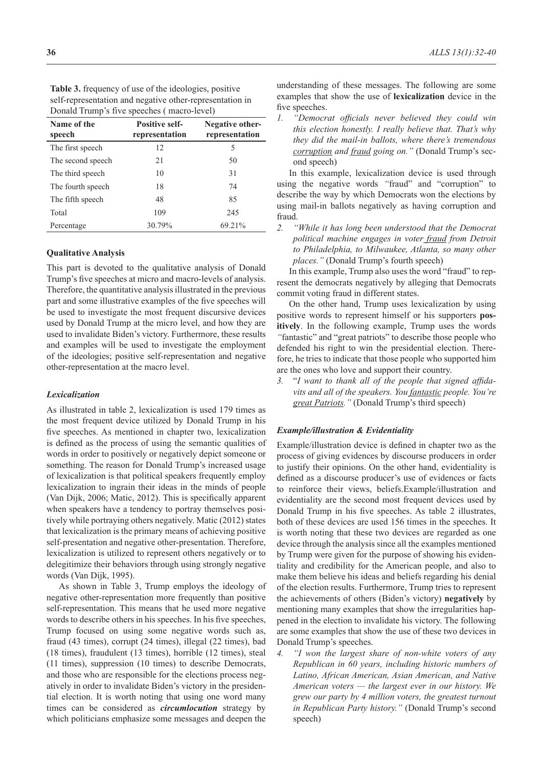**Table 3.** frequency of use of the ideologies, positive self-representation and negative other-representation in Donald Trump's five speeches ( macro-level)

| Name of the speech | Positive self-representation | Negative other-representation |
|---|---|---|
| The first speech | 12 | 5 |
| The second speech | 21 | 50 |
| The third speech | 10 | 31 |
| The fourth speech | 18 | 74 |
| The fifth speech | 48 | 85 |
| Total | 109 | 245 |
| Percentage | 30.79% | 69.21% |

### Qualitative Analysis

This part is devoted to the qualitative analysis of Donald Trump's five speeches at micro and macro-levels of analysis. Therefore, the quantitative analysis illustrated in the previous part and some illustrative examples of the five speeches will be used to investigate the most frequent discursive devices used by Donald Trump at the micro level, and how they are used to invalidate Biden's victory. Furthermore, these results and examples will be used to investigate the employment of the ideologies; positive self-representation and negative other-representation at the macro level.

#### *Lexicalization*

As illustrated in table 2, lexicalization is used 179 times as the most frequent device utilized by Donald Trump in his five speeches. As mentioned in chapter two, lexicalization is defined as the process of using the semantic qualities of words in order to positively or negatively depict someone or something. The reason for Donald Trump's increased usage of lexicalization is that political speakers frequently employ lexicalization to ingrain their ideas in the minds of people (Van Dijk, 2006; Matic, 2012). This is specifically apparent when speakers have a tendency to portray themselves positively while portraying others negatively. Matic (2012) states that lexicalization is the primary means of achieving positive self-presentation and negative other-presentation. Therefore, lexicalization is utilized to represent others negatively or to delegitimize their behaviors through using strongly negative words (Van Dijk, 1995).

As shown in Table 3, Trump employs the ideology of negative other-representation more frequently than positive self-representation. This means that he used more negative words to describe others in his speeches. In his five speeches, Trump focused on using some negative words such as, fraud (43 times), corrupt (24 times), illegal (22 times), bad (18 times), fraudulent (13 times), horrible (12 times), steal (11 times), suppression (10 times) to describe Democrats, and those who are responsible for the elections process negatively in order to invalidate Biden's victory in the presidential election. It is worth noting that using one word many times can be considered as ***circumlocution*** strategy by which politicians emphasize some messages and deepen the understanding of these messages. The following are some examples that show the use of **lexicalization** device in the five speeches.

1. *"Democrat officials never believed they could win this election honestly. I really believe that. That's why they did the mail-in ballots, where there's tremendous corruption and fraud going on."* (Donald Trump's second speech)

In this example, lexicalization device is used through using the negative words "fraud" and "corruption" to describe the way by which Democrats won the elections by using mail-in ballots negatively as having corruption and fraud.

2. *"While it has long been understood that the Democrat political machine engages in voter fraud from Detroit to Philadelphia, to Milwaukee, Atlanta, so many other places."* (Donald Trump's fourth speech)

In this example, Trump also uses the word "fraud" to represent the democrats negatively by alleging that Democrats commit voting fraud in different states.

On the other hand, Trump uses lexicalization by using positive words to represent himself or his supporters **positively**. In the following example, Trump uses the words "fantastic" and "great patriots" to describe those people who defended his right to win the presidential election. Therefore, he tries to indicate that those people who supported him are the ones who love and support their country.

3. "*I want to thank all of the people that signed affidavits and all of the speakers. You fantastic people. You're great Patriots."* (Donald Trump's third speech)

#### *Example/illustration & Evidentiality*

Example/illustration device is defined in chapter two as the process of giving evidences by discourse producers in order to justify their opinions. On the other hand, evidentiality is defined as a discourse producer's use of evidences or facts to reinforce their views, beliefs.Example/illustration and evidentiality are the second most frequent devices used by Donald Trump in his five speeches. As table 2 illustrates, both of these devices are used 156 times in the speeches. It is worth noting that these two devices are regarded as one device through the analysis since all the examples mentioned by Trump were given for the purpose of showing his evidentiality and credibility for the American people, and also to make them believe his ideas and beliefs regarding his denial of the election results. Furthermore, Trump tries to represent the achievements of others (Biden's victory) **negatively** by mentioning many examples that show the irregularities happened in the election to invalidate his victory. The following are some examples that show the use of these two devices in Donald Trump's speeches.

4. *"I won the largest share of non-white voters of any Republican in 60 years, including historic numbers of Latino, African American, Asian American, and Native American voters — the largest ever in our history. We grew our party by 4 million voters, the greatest turnout in Republican Party history."* (Donald Trump's second speech)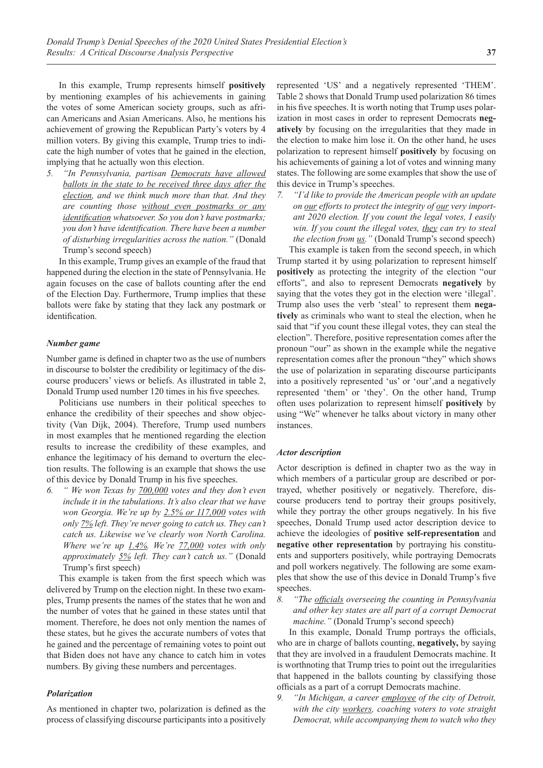In this example, Trump represents himself **positively** by mentioning examples of his achievements in gaining the votes of some American society groups, such as african Americans and Asian Americans. Also, he mentions his achievement of growing the Republican Party's voters by 4 million voters. By giving this example, Trump tries to indicate the high number of votes that he gained in the election, implying that he actually won this election.

5. *"In Pennsylvania, partisan <u>Democrats have allowed ballots in the state to be received three days after the election</u>, and we think much more than that. And they are counting those <u>without even postmarks or any identification</u> whatsoever. So you don't have postmarks; you don't have identification. There have been a number of disturbing irregularities across the nation."* (Donald Trump's second speech)

In this example, Trump gives an example of the fraud that happened during the election in the state of Pennsylvania. He again focuses on the case of ballots counting after the end of the Election Day. Furthermore, Trump implies that these ballots were fake by stating that they lack any postmark or identification.

### *Number game*

Number game is defined in chapter two as the use of numbers in discourse to bolster the credibility or legitimacy of the discourse producers' views or beliefs. As illustrated in table 2, Donald Trump used number 120 times in his five speeches.

Politicians use numbers in their political speeches to enhance the credibility of their speeches and show objectivity (Van Dijk, 2004). Therefore, Trump used numbers in most examples that he mentioned regarding the election results to increase the credibility of these examples, and enhance the legitimacy of his demand to overturn the election results. The following is an example that shows the use of this device by Donald Trump in his five speeches.

6. *" We won Texas by <u>700,000</u> votes and they don't even include it in the tabulations. It's also clear that we have won Georgia. We're up by <u>2.5% or 117,000</u> votes with only <u>7%</u> left. They're never going to catch us. They can't catch us. Likewise we've clearly won North Carolina. Where we're up <u>1.4%</u>. We're <u>77,000</u> votes with only approximately <u>5%</u> left. They can't catch us."* (Donald Trump's first speech)

This example is taken from the first speech which was delivered by Trump on the election night. In these two examples, Trump presents the names of the states that he won and the number of votes that he gained in these states until that moment. Therefore, he does not only mention the names of these states, but he gives the accurate numbers of votes that he gained and the percentage of remaining votes to point out that Biden does not have any chance to catch him in votes numbers. By giving these numbers and percentages.

### *Polarization*

As mentioned in chapter two, polarization is defined as the process of classifying discourse participants into a positively represented 'US' and a negatively represented 'THEM'. Table 2 shows that Donald Trump used polarization 86 times in his five speeches. It is worth noting that Trump uses polarization in most cases in order to represent Democrats **negatively** by focusing on the irregularities that they made in the election to make him lose it. On the other hand, he uses polarization to represent himself **positively** by focusing on his achievements of gaining a lot of votes and winning many states. The following are some examples that show the use of this device in Trump's speeches.

7. *"I'd like to provide the American people with an update on <u>our</u> efforts to protect the integrity of <u>our</u> very important 2020 election. If you count the legal votes, I easily win. If you count the illegal votes, <u>they</u> can try to steal the election from <u>us</u>."* (Donald Trump's second speech)

This example is taken from the second speech, in which Trump started it by using polarization to represent himself **positively** as protecting the integrity of the election "our efforts", and also to represent Democrats **negatively** by saying that the votes they got in the election were 'illegal'. Trump also uses the verb 'steal' to represent them **negatively** as criminals who want to steal the election, when he said that "if you count these illegal votes, they can steal the election". Therefore, positive representation comes after the pronoun "our" as shown in the example while the negative representation comes after the pronoun "they" which shows the use of polarization in separating discourse participants into a positively represented 'us' or 'our',and a negatively represented 'them' or 'they'. On the other hand, Trump often uses polarization to represent himself **positively** by using "We" whenever he talks about victory in many other instances.

### *Actor description*

Actor description is defined in chapter two as the way in which members of a particular group are described or portrayed, whether positively or negatively. Therefore, discourse producers tend to portray their groups positively, while they portray the other groups negatively. In his five speeches, Donald Trump used actor description device to achieve the ideologies of **positive self-representation** and **negative other representation** by portraying his constituents and supporters positively, while portraying Democrats and poll workers negatively. The following are some examples that show the use of this device in Donald Trump's five speeches.

8. *"The <u>officials</u> overseeing the counting in Pennsylvania and other key states are all part of a corrupt Democrat machine."* (Donald Trump's second speech)

In this example, Donald Trump portrays the officials, who are in charge of ballots counting, **negatively,** by saying that they are involved in a fraudulent Democrats machine. It is worthnoting that Trump tries to point out the irregularities that happened in the ballots counting by classifying those officials as a part of a corrupt Democrats machine.

9. *"In Michigan, a career <u>employee</u> of the city of Detroit, with the city <u>workers</u>, coaching voters to vote straight Democrat, while accompanying them to watch who they*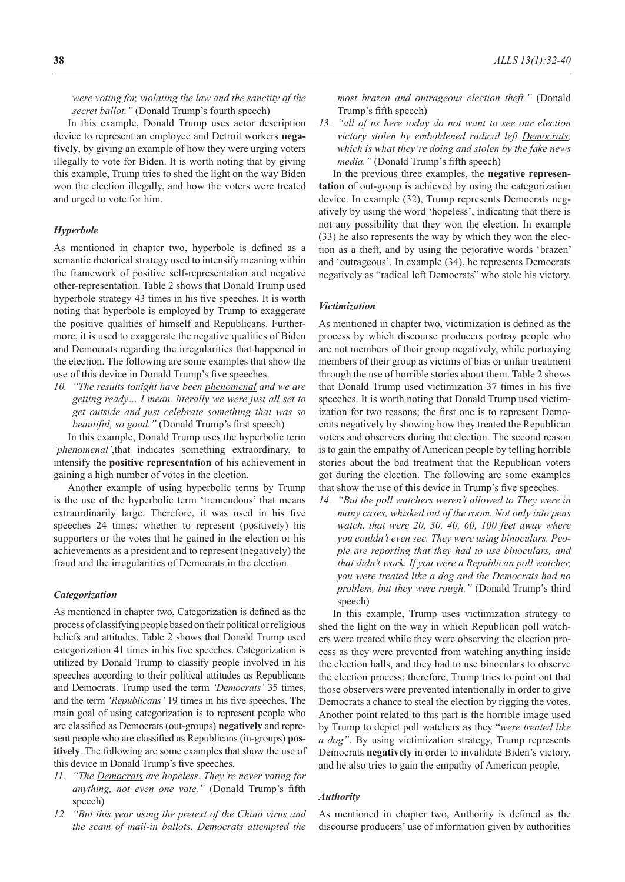*were voting for, violating the law and the sanctity of the secret ballot."* (Donald Trump's fourth speech)

In this example, Donald Trump uses actor description device to represent an employee and Detroit workers **negatively**, by giving an example of how they were urging voters illegally to vote for Biden. It is worth noting that by giving this example, Trump tries to shed the light on the way Biden won the election illegally, and how the voters were treated and urged to vote for him.

### *Hyperbole*

As mentioned in chapter two, hyperbole is defined as a semantic rhetorical strategy used to intensify meaning within the framework of positive self-representation and negative other-representation. Table 2 shows that Donald Trump used hyperbole strategy 43 times in his five speeches. It is worth noting that hyperbole is employed by Trump to exaggerate the positive qualities of himself and Republicans. Furthermore, it is used to exaggerate the negative qualities of Biden and Democrats regarding the irregularities that happened in the election. The following are some examples that show the use of this device in Donald Trump's five speeches.

10. *"The results tonight have been phenomenal and we are getting ready… I mean, literally we were just all set to get outside and just celebrate something that was so beautiful, so good."* (Donald Trump's first speech)

In this example, Donald Trump uses the hyperbolic term *'phenomenal'*,that indicates something extraordinary, to intensify the **positive representation** of his achievement in gaining a high number of votes in the election.

Another example of using hyperbolic terms by Trump is the use of the hyperbolic term 'tremendous' that means extraordinarily large. Therefore, it was used in his five speeches 24 times; whether to represent (positively) his supporters or the votes that he gained in the election or his achievements as a president and to represent (negatively) the fraud and the irregularities of Democrats in the election.

### *Categorization*

As mentioned in chapter two, Categorization is defined as the process of classifying people based on their political or religious beliefs and attitudes. Table 2 shows that Donald Trump used categorization 41 times in his five speeches. Categorization is utilized by Donald Trump to classify people involved in his speeches according to their political attitudes as Republicans and Democrats. Trump used the term *'Democrats'* 35 times, and the term *'Republicans'* 19 times in his five speeches. The main goal of using categorization is to represent people who are classified as Democrats (out-groups) **negatively** and represent people who are classified as Republicans (in-groups) **positively**. The following are some examples that show the use of this device in Donald Trump's five speeches.

11. *"The Democrats are hopeless. They're never voting for anything, not even one vote."* (Donald Trump's fifth speech)
12. *"But this year using the pretext of the China virus and the scam of mail-in ballots, Democrats attempted the most brazen and outrageous election theft."* (Donald Trump's fifth speech)
13. *"all of us here today do not want to see our election victory stolen by emboldened radical left Democrats, which is what they're doing and stolen by the fake news media."* (Donald Trump's fifth speech)

In the previous three examples, the **negative representation** of out-group is achieved by using the categorization device. In example (32), Trump represents Democrats negatively by using the word 'hopeless', indicating that there is not any possibility that they won the election. In example (33) he also represents the way by which they won the election as a theft, and by using the pejorative words 'brazen' and 'outrageous'. In example (34), he represents Democrats negatively as "radical left Democrats" who stole his victory.

### *Victimization*

As mentioned in chapter two, victimization is defined as the process by which discourse producers portray people who are not members of their group negatively, while portraying members of their group as victims of bias or unfair treatment through the use of horrible stories about them. Table 2 shows that Donald Trump used victimization 37 times in his five speeches. It is worth noting that Donald Trump used victimization for two reasons; the first one is to represent Democrats negatively by showing how they treated the Republican voters and observers during the election. The second reason is to gain the empathy of American people by telling horrible stories about the bad treatment that the Republican voters got during the election. The following are some examples that show the use of this device in Trump's five speeches.

14. *"But the poll watchers weren't allowed to They were in many cases, whisked out of the room. Not only into pens watch. that were 20, 30, 40, 60, 100 feet away where you couldn't even see. They were using binoculars. People are reporting that they had to use binoculars, and that didn't work. If you were a Republican poll watcher, you were treated like a dog and the Democrats had no problem, but they were rough."* (Donald Trump's third speech)

In this example, Trump uses victimization strategy to shed the light on the way in which Republican poll watchers were treated while they were observing the election process as they were prevented from watching anything inside the election halls, and they had to use binoculars to observe the election process; therefore, Trump tries to point out that those observers were prevented intentionally in order to give Democrats a chance to steal the election by rigging the votes. Another point related to this part is the horrible image used by Trump to depict poll watchers as they "*were treated like a dog"*. By using victimization strategy, Trump represents Democrats **negatively** in order to invalidate Biden's victory, and he also tries to gain the empathy of American people.

### *Authority*

As mentioned in chapter two, Authority is defined as the discourse producers' use of information given by authorities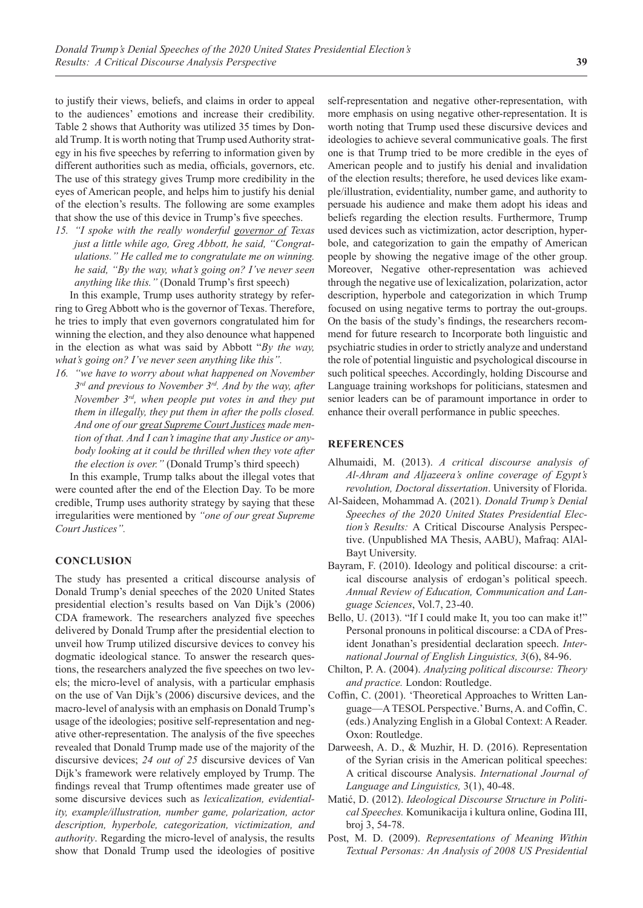to justify their views, beliefs, and claims in order to appeal to the audiences' emotions and increase their credibility. Table 2 shows that Authority was utilized 35 times by Donald Trump. It is worth noting that Trump used Authority strategy in his five speeches by referring to information given by different authorities such as media, officials, governors, etc. The use of this strategy gives Trump more credibility in the eyes of American people, and helps him to justify his denial of the election's results. The following are some examples that show the use of this device in Trump's five speeches.

15. *"I spoke with the really wonderful governor of Texas just a little while ago, Greg Abbott, he said, "Congratulations." He called me to congratulate me on winning. he said, "By the way, what's going on? I've never seen anything like this."* (Donald Trump's first speech)

In this example, Trump uses authority strategy by referring to Greg Abbott who is the governor of Texas. Therefore, he tries to imply that even governors congratulated him for winning the election, and they also denounce what happened in the election as what was said by Abbott "*By the way, what's going on? I've never seen anything like this".*

16. *"we have to worry about what happened on November 3rd and previous to November 3rd. And by the way, after November 3rd, when people put votes in and they put them in illegally, they put them in after the polls closed. And one of our great Supreme Court Justices made mention of that. And I can't imagine that any Justice or anybody looking at it could be thrilled when they vote after the election is over."* (Donald Trump's third speech)

In this example, Trump talks about the illegal votes that were counted after the end of the Election Day. To be more credible, Trump uses authority strategy by saying that these irregularities were mentioned by *"one of our great Supreme Court Justices".*

## CONCLUSION

The study has presented a critical discourse analysis of Donald Trump's denial speeches of the 2020 United States presidential election's results based on Van Dijk's (2006) CDA framework. The researchers analyzed five speeches delivered by Donald Trump after the presidential election to unveil how Trump utilized discursive devices to convey his dogmatic ideological stance. To answer the research questions, the researchers analyzed the five speeches on two levels; the micro-level of analysis, with a particular emphasis on the use of Van Dijk's (2006) discursive devices, and the macro-level of analysis with an emphasis on Donald Trump's usage of the ideologies; positive self-representation and negative other-representation. The analysis of the five speeches revealed that Donald Trump made use of the majority of the discursive devices; *24 out of 25* discursive devices of Van Dijk's framework were relatively employed by Trump. The findings reveal that Trump oftentimes made greater use of some discursive devices such as *lexicalization, evidentiality, example/illustration, number game, polarization, actor description, hyperbole, categorization, victimization, and authority*. Regarding the micro-level of analysis, the results show that Donald Trump used the ideologies of positive self-representation and negative other-representation, with more emphasis on using negative other-representation. It is worth noting that Trump used these discursive devices and ideologies to achieve several communicative goals. The first one is that Trump tried to be more credible in the eyes of American people and to justify his denial and invalidation of the election results; therefore, he used devices like example/illustration, evidentiality, number game, and authority to persuade his audience and make them adopt his ideas and beliefs regarding the election results. Furthermore, Trump used devices such as victimization, actor description, hyperbole, and categorization to gain the empathy of American people by showing the negative image of the other group. Moreover, Negative other-representation was achieved through the negative use of lexicalization, polarization, actor description, hyperbole and categorization in which Trump focused on using negative terms to portray the out-groups. On the basis of the study's findings, the researchers recommend for future research to Incorporate both linguistic and psychiatric studies in order to strictly analyze and understand the role of potential linguistic and psychological discourse in such political speeches. Accordingly, holding Discourse and Language training workshops for politicians, statesmen and senior leaders can be of paramount importance in order to enhance their overall performance in public speeches.

## REFERENCES

Alhumaidi, M. (2013). *A critical discourse analysis of Al-Ahram and Aljazeera's online coverage of Egypt's revolution, Doctoral dissertation*. University of Florida.

Al-Saideen, Mohammad A. (2021). *Donald Trump's Denial Speeches of the 2020 United States Presidential Election's Results:* A Critical Discourse Analysis Perspective. (Unpublished MA Thesis, AABU), Mafraq: AlAl-Bayt University.

Bayram, F. (2010). Ideology and political discourse: a critical discourse analysis of erdogan's political speech. *Annual Review of Education, Communication and Language Sciences*, Vol.7, 23-40.

Bello, U. (2013). "If I could make It, you too can make it!" Personal pronouns in political discourse: a CDA of President Jonathan's presidential declaration speech. *International Journal of English Linguistics, 3*(6), 84-96.

Chilton, P. A. (2004). *Analyzing political discourse: Theory and practice.* London: Routledge.

Coffin, C. (2001). 'Theoretical Approaches to Written Language—A TESOL Perspective.' Burns, A. and Coffin, C. (eds.) Analyzing English in a Global Context: A Reader. Oxon: Routledge.

Darweesh, A. D., & Muzhir, H. D. (2016). Representation of the Syrian crisis in the American political speeches: A critical discourse Analysis. *International Journal of Language and Linguistics,* 3(1), 40-48.

Matić, D. (2012). *Ideological Discourse Structure in Political Speeches.* Komunikacija i kultura online, Godina III, broj 3, 54-78.

Post, M. D. (2009). *Representations of Meaning Within Textual Personas: An Analysis of 2008 US Presidential*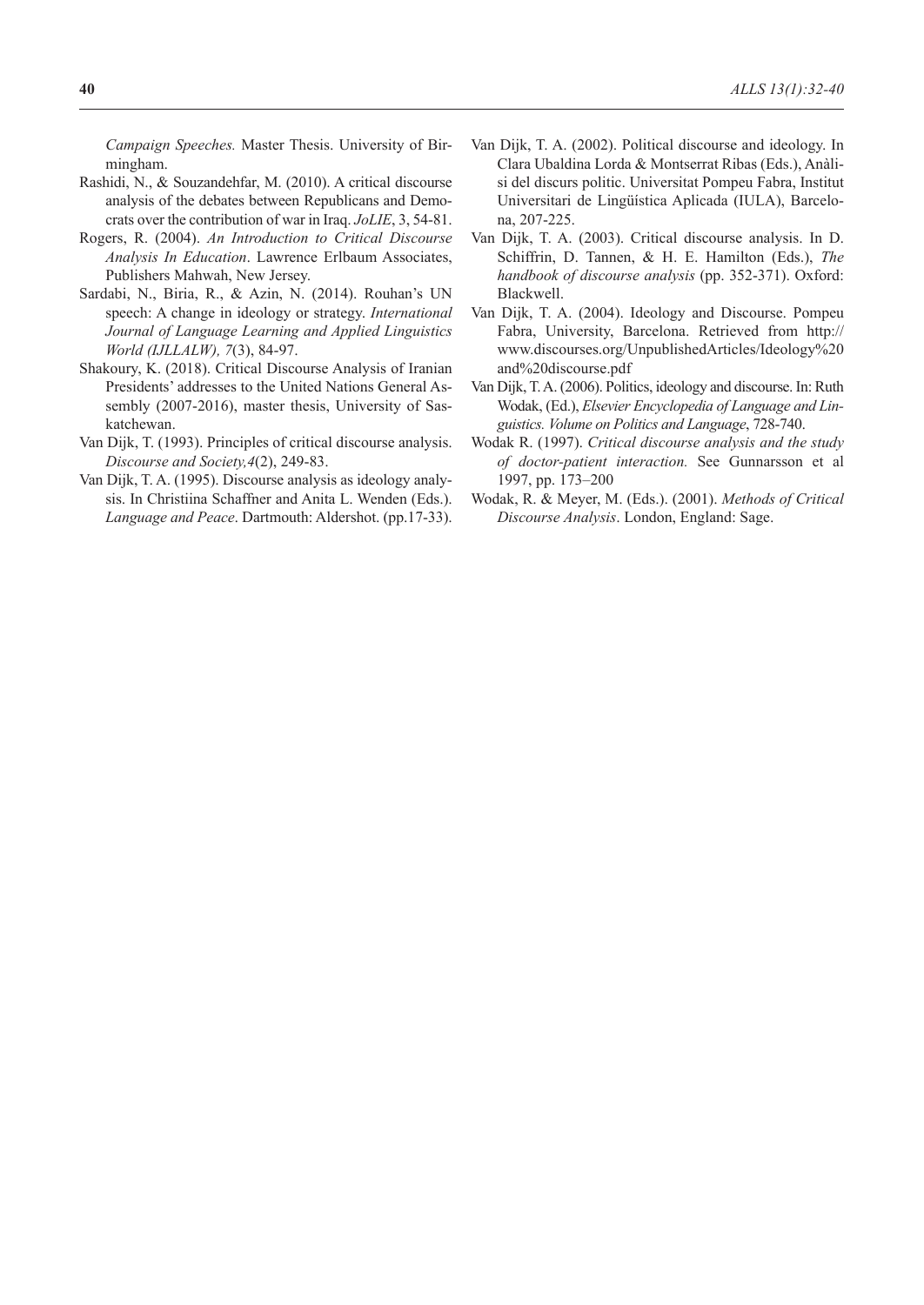*Campaign Speeches.* Master Thesis. University of Birmingham.

Rashidi, N., & Souzandehfar, M. (2010). A critical discourse analysis of the debates between Republicans and Democrats over the contribution of war in Iraq. *JoLIE*, 3, 54-81.

Rogers, R. (2004). *An Introduction to Critical Discourse Analysis In Education*. Lawrence Erlbaum Associates, Publishers Mahwah, New Jersey.

Sardabi, N., Biria, R., & Azin, N. (2014). Rouhan's UN speech: A change in ideology or strategy. *International Journal of Language Learning and Applied Linguistics World (IJLLALW), 7*(3), 84-97.

Shakoury, K. (2018). Critical Discourse Analysis of Iranian Presidents' addresses to the United Nations General Assembly (2007-2016), master thesis, University of Saskatchewan.

Van Dijk, T. (1993). Principles of critical discourse analysis. *Discourse and Society,4*(2), 249-83.

Van Dijk, T. A. (1995). Discourse analysis as ideology analysis. In Christiina Schaffner and Anita L. Wenden (Eds.). *Language and Peace*. Dartmouth: Aldershot. (pp.17-33).

Van Dijk, T. A. (2002). Political discourse and ideology. In Clara Ubaldina Lorda & Montserrat Ribas (Eds.), Anàlisi del discurs politic. Universitat Pompeu Fabra, Institut Universitari de Lingüística Aplicada (IULA), Barcelona, 207-225.

Van Dijk, T. A. (2003). Critical discourse analysis. In D. Schiffrin, D. Tannen, & H. E. Hamilton (Eds.), *The handbook of discourse analysis* (pp. 352-371). Oxford: Blackwell.

Van Dijk, T. A. (2004). Ideology and Discourse. Pompeu Fabra, University, Barcelona. Retrieved from http://www.discourses.org/UnpublishedArticles/Ideology%20and%20discourse.pdf

Van Dijk, T. A. (2006). Politics, ideology and discourse. In: Ruth Wodak, (Ed.), *Elsevier Encyclopedia of Language and Linguistics. Volume on Politics and Language*, 728-740.

Wodak R. (1997). *Critical discourse analysis and the study of doctor-patient interaction.* See Gunnarsson et al 1997, pp. 173–200

Wodak, R. & Meyer, M. (Eds.). (2001). *Methods of Critical Discourse Analysis*. London, England: Sage.